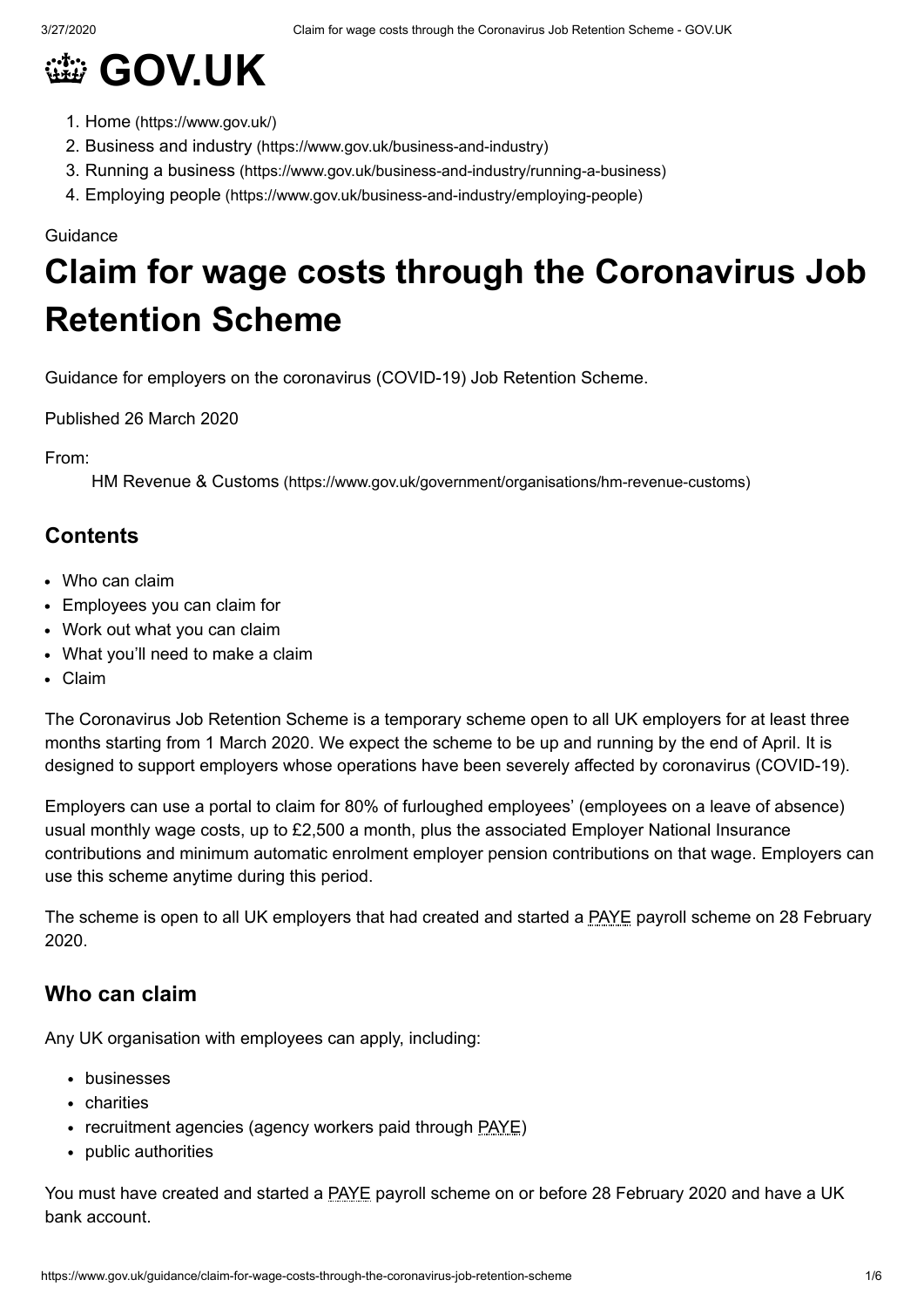# 👑 GOV.UK

1. Home (https://www.gov.uk/)
2. Business and industry (https://www.gov.uk/business-and-industry)
3. Running a business (https://www.gov.uk/business-and-industry/running-a-business)
4. Employing people (https://www.gov.uk/business-and-industry/employing-people)

Guidance

# Claim for wage costs through the Coronavirus Job Retention Scheme

Guidance for employers on the coronavirus (COVID-19) Job Retention Scheme.

Published 26 March 2020

From:

HM Revenue & Customs (https://www.gov.uk/government/organisations/hm-revenue-customs)

## Contents

- Who can claim
- Employees you can claim for
- Work out what you can claim
- What you'll need to make a claim
- Claim

The Coronavirus Job Retention Scheme is a temporary scheme open to all UK employers for at least three months starting from 1 March 2020. We expect the scheme to be up and running by the end of April. It is designed to support employers whose operations have been severely affected by coronavirus (COVID-19).

Employers can use a portal to claim for 80% of furloughed employees' (employees on a leave of absence) usual monthly wage costs, up to £2,500 a month, plus the associated Employer National Insurance contributions and minimum automatic enrolment employer pension contributions on that wage. Employers can use this scheme anytime during this period.

The scheme is open to all UK employers that had created and started a PAYE payroll scheme on 28 February 2020.

## Who can claim

Any UK organisation with employees can apply, including:

- businesses
- charities
- recruitment agencies (agency workers paid through PAYE)
- public authorities

You must have created and started a PAYE payroll scheme on or before 28 February 2020 and have a UK bank account.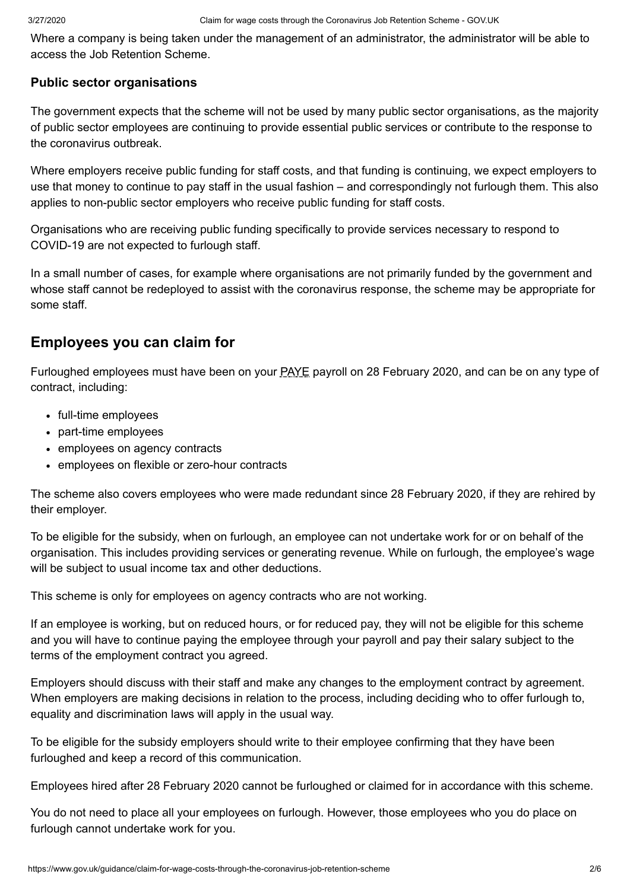Where a company is being taken under the management of an administrator, the administrator will be able to access the Job Retention Scheme.

### Public sector organisations

The government expects that the scheme will not be used by many public sector organisations, as the majority of public sector employees are continuing to provide essential public services or contribute to the response to the coronavirus outbreak.

Where employers receive public funding for staff costs, and that funding is continuing, we expect employers to use that money to continue to pay staff in the usual fashion – and correspondingly not furlough them. This also applies to non-public sector employers who receive public funding for staff costs.

Organisations who are receiving public funding specifically to provide services necessary to respond to COVID-19 are not expected to furlough staff.

In a small number of cases, for example where organisations are not primarily funded by the government and whose staff cannot be redeployed to assist with the coronavirus response, the scheme may be appropriate for some staff.

## Employees you can claim for

Furloughed employees must have been on your PAYE payroll on 28 February 2020, and can be on any type of contract, including:

- full-time employees
- part-time employees
- employees on agency contracts
- employees on flexible or zero-hour contracts

The scheme also covers employees who were made redundant since 28 February 2020, if they are rehired by their employer.

To be eligible for the subsidy, when on furlough, an employee can not undertake work for or on behalf of the organisation. This includes providing services or generating revenue. While on furlough, the employee's wage will be subject to usual income tax and other deductions.

This scheme is only for employees on agency contracts who are not working.

If an employee is working, but on reduced hours, or for reduced pay, they will not be eligible for this scheme and you will have to continue paying the employee through your payroll and pay their salary subject to the terms of the employment contract you agreed.

Employers should discuss with their staff and make any changes to the employment contract by agreement. When employers are making decisions in relation to the process, including deciding who to offer furlough to, equality and discrimination laws will apply in the usual way.

To be eligible for the subsidy employers should write to their employee confirming that they have been furloughed and keep a record of this communication.

Employees hired after 28 February 2020 cannot be furloughed or claimed for in accordance with this scheme.

You do not need to place all your employees on furlough. However, those employees who you do place on furlough cannot undertake work for you.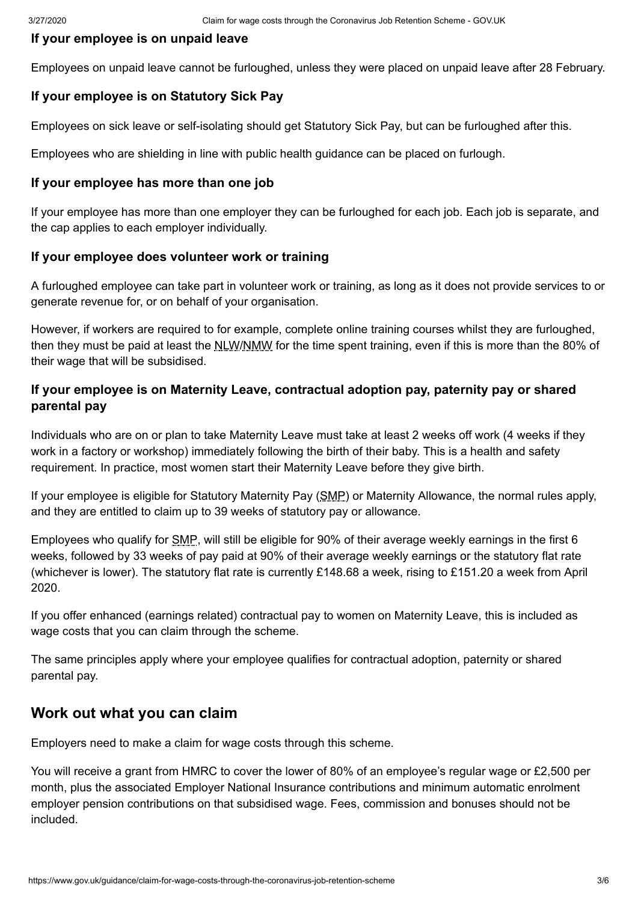### If your employee is on unpaid leave

Employees on unpaid leave cannot be furloughed, unless they were placed on unpaid leave after 28 February.

### If your employee is on Statutory Sick Pay

Employees on sick leave or self-isolating should get Statutory Sick Pay, but can be furloughed after this.

Employees who are shielding in line with public health guidance can be placed on furlough.

### If your employee has more than one job

If your employee has more than one employer they can be furloughed for each job. Each job is separate, and the cap applies to each employer individually.

### If your employee does volunteer work or training

A furloughed employee can take part in volunteer work or training, as long as it does not provide services to or generate revenue for, or on behalf of your organisation.

However, if workers are required to for example, complete online training courses whilst they are furloughed, then they must be paid at least the NLW/NMW for the time spent training, even if this is more than the 80% of their wage that will be subsidised.

### If your employee is on Maternity Leave, contractual adoption pay, paternity pay or shared parental pay

Individuals who are on or plan to take Maternity Leave must take at least 2 weeks off work (4 weeks if they work in a factory or workshop) immediately following the birth of their baby. This is a health and safety requirement. In practice, most women start their Maternity Leave before they give birth.

If your employee is eligible for Statutory Maternity Pay (SMP) or Maternity Allowance, the normal rules apply, and they are entitled to claim up to 39 weeks of statutory pay or allowance.

Employees who qualify for SMP, will still be eligible for 90% of their average weekly earnings in the first 6 weeks, followed by 33 weeks of pay paid at 90% of their average weekly earnings or the statutory flat rate (whichever is lower). The statutory flat rate is currently £148.68 a week, rising to £151.20 a week from April 2020.

If you offer enhanced (earnings related) contractual pay to women on Maternity Leave, this is included as wage costs that you can claim through the scheme.

The same principles apply where your employee qualifies for contractual adoption, paternity or shared parental pay.

## Work out what you can claim

Employers need to make a claim for wage costs through this scheme.

You will receive a grant from HMRC to cover the lower of 80% of an employee's regular wage or £2,500 per month, plus the associated Employer National Insurance contributions and minimum automatic enrolment employer pension contributions on that subsidised wage. Fees, commission and bonuses should not be included.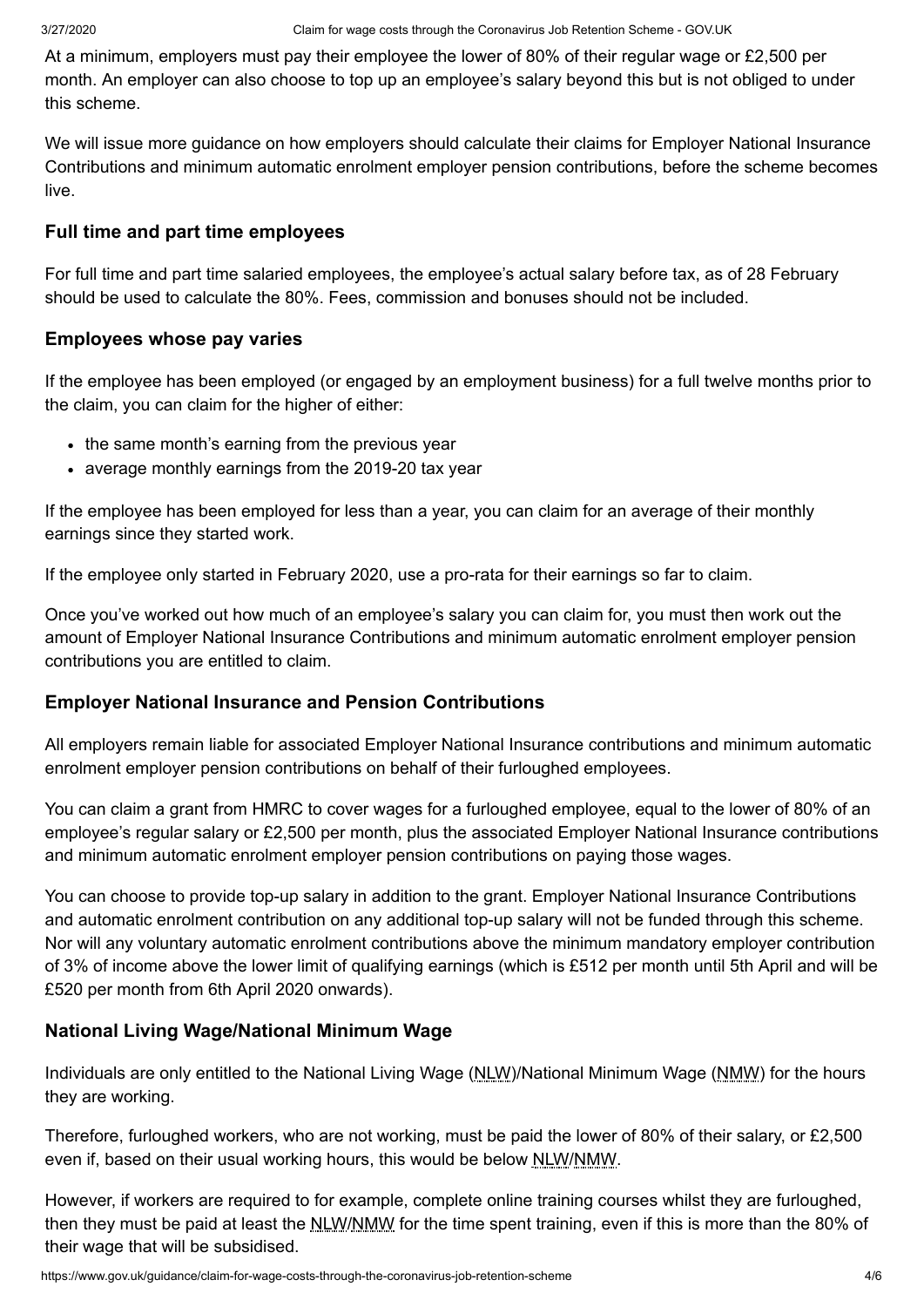At a minimum, employers must pay their employee the lower of 80% of their regular wage or £2,500 per month. An employer can also choose to top up an employee's salary beyond this but is not obliged to under this scheme.

We will issue more guidance on how employers should calculate their claims for Employer National Insurance Contributions and minimum automatic enrolment employer pension contributions, before the scheme becomes live.

### Full time and part time employees

For full time and part time salaried employees, the employee's actual salary before tax, as of 28 February should be used to calculate the 80%. Fees, commission and bonuses should not be included.

### Employees whose pay varies

If the employee has been employed (or engaged by an employment business) for a full twelve months prior to the claim, you can claim for the higher of either:

- the same month's earning from the previous year
- average monthly earnings from the 2019-20 tax year

If the employee has been employed for less than a year, you can claim for an average of their monthly earnings since they started work.

If the employee only started in February 2020, use a pro-rata for their earnings so far to claim.

Once you've worked out how much of an employee's salary you can claim for, you must then work out the amount of Employer National Insurance Contributions and minimum automatic enrolment employer pension contributions you are entitled to claim.

### Employer National Insurance and Pension Contributions

All employers remain liable for associated Employer National Insurance contributions and minimum automatic enrolment employer pension contributions on behalf of their furloughed employees.

You can claim a grant from HMRC to cover wages for a furloughed employee, equal to the lower of 80% of an employee's regular salary or £2,500 per month, plus the associated Employer National Insurance contributions and minimum automatic enrolment employer pension contributions on paying those wages.

You can choose to provide top-up salary in addition to the grant. Employer National Insurance Contributions and automatic enrolment contribution on any additional top-up salary will not be funded through this scheme. Nor will any voluntary automatic enrolment contributions above the minimum mandatory employer contribution of 3% of income above the lower limit of qualifying earnings (which is £512 per month until 5th April and will be £520 per month from 6th April 2020 onwards).

### National Living Wage/National Minimum Wage

Individuals are only entitled to the National Living Wage (NLW)/National Minimum Wage (NMW) for the hours they are working.

Therefore, furloughed workers, who are not working, must be paid the lower of 80% of their salary, or £2,500 even if, based on their usual working hours, this would be below NLW/NMW.

However, if workers are required to for example, complete online training courses whilst they are furloughed, then they must be paid at least the NLW/NMW for the time spent training, even if this is more than the 80% of their wage that will be subsidised.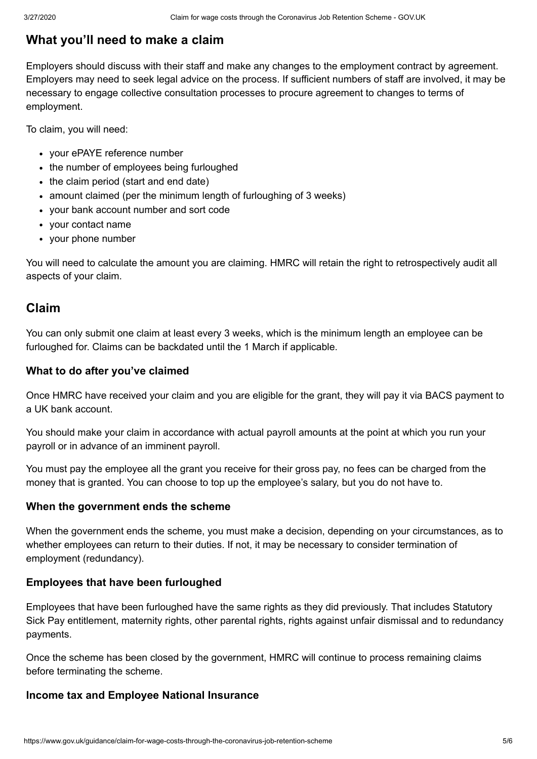## What you'll need to make a claim

Employers should discuss with their staff and make any changes to the employment contract by agreement. Employers may need to seek legal advice on the process. If sufficient numbers of staff are involved, it may be necessary to engage collective consultation processes to procure agreement to changes to terms of employment.

To claim, you will need:

- your ePAYE reference number
- the number of employees being furloughed
- the claim period (start and end date)
- amount claimed (per the minimum length of furloughing of 3 weeks)
- your bank account number and sort code
- your contact name
- your phone number

You will need to calculate the amount you are claiming. HMRC will retain the right to retrospectively audit all aspects of your claim.

## Claim

You can only submit one claim at least every 3 weeks, which is the minimum length an employee can be furloughed for. Claims can be backdated until the 1 March if applicable.

### What to do after you've claimed

Once HMRC have received your claim and you are eligible for the grant, they will pay it via BACS payment to a UK bank account.

You should make your claim in accordance with actual payroll amounts at the point at which you run your payroll or in advance of an imminent payroll.

You must pay the employee all the grant you receive for their gross pay, no fees can be charged from the money that is granted. You can choose to top up the employee's salary, but you do not have to.

### When the government ends the scheme

When the government ends the scheme, you must make a decision, depending on your circumstances, as to whether employees can return to their duties. If not, it may be necessary to consider termination of employment (redundancy).

### Employees that have been furloughed

Employees that have been furloughed have the same rights as they did previously. That includes Statutory Sick Pay entitlement, maternity rights, other parental rights, rights against unfair dismissal and to redundancy payments.

Once the scheme has been closed by the government, HMRC will continue to process remaining claims before terminating the scheme.

### Income tax and Employee National Insurance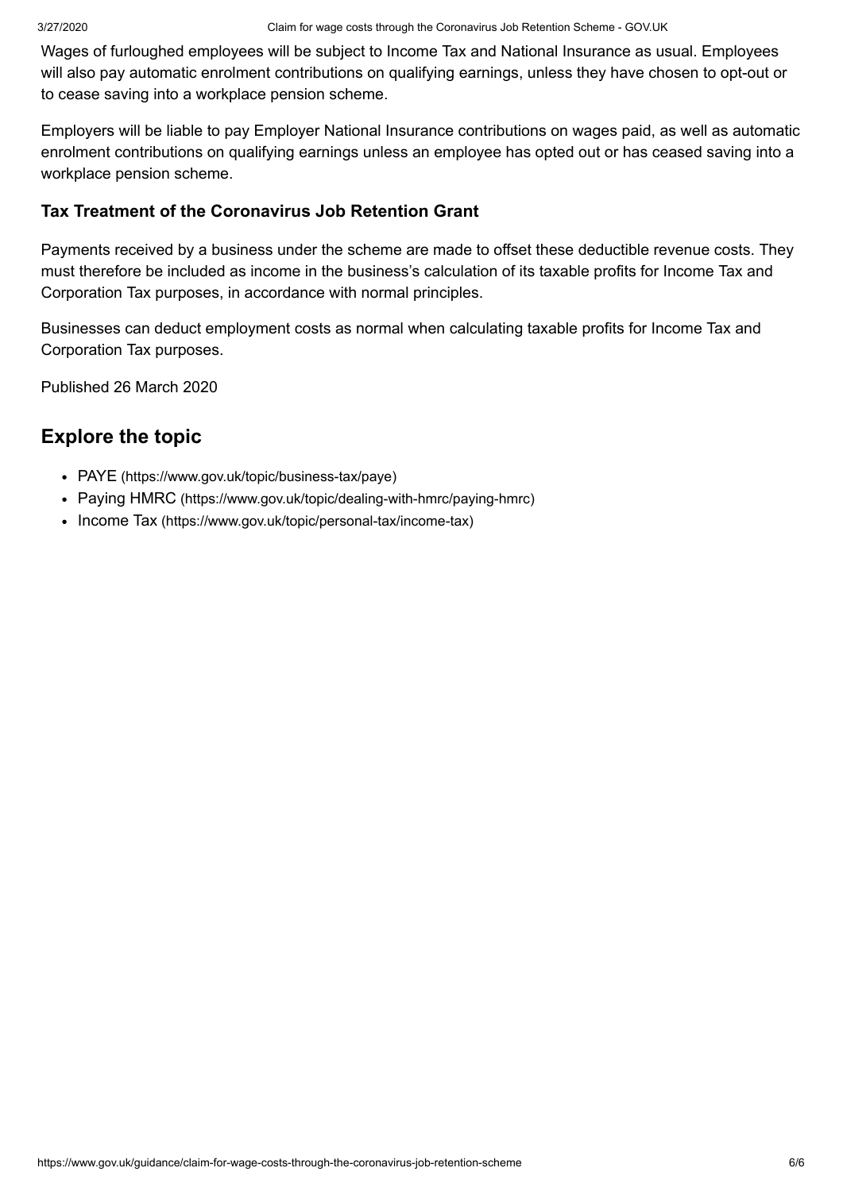Wages of furloughed employees will be subject to Income Tax and National Insurance as usual. Employees will also pay automatic enrolment contributions on qualifying earnings, unless they have chosen to opt-out or to cease saving into a workplace pension scheme.

Employers will be liable to pay Employer National Insurance contributions on wages paid, as well as automatic enrolment contributions on qualifying earnings unless an employee has opted out or has ceased saving into a workplace pension scheme.

### Tax Treatment of the Coronavirus Job Retention Grant

Payments received by a business under the scheme are made to offset these deductible revenue costs. They must therefore be included as income in the business's calculation of its taxable profits for Income Tax and Corporation Tax purposes, in accordance with normal principles.

Businesses can deduct employment costs as normal when calculating taxable profits for Income Tax and Corporation Tax purposes.

Published 26 March 2020

## Explore the topic

- PAYE (https://www.gov.uk/topic/business-tax/paye)
- Paying HMRC (https://www.gov.uk/topic/dealing-with-hmrc/paying-hmrc)
- Income Tax (https://www.gov.uk/topic/personal-tax/income-tax)